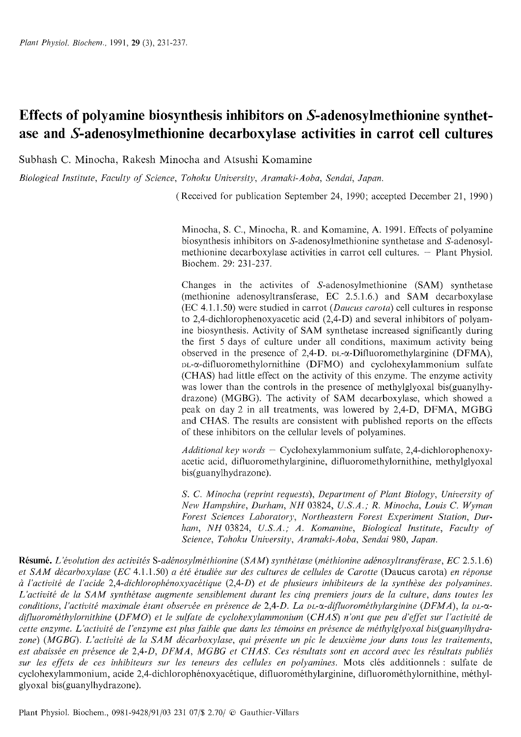# Effects of polyamine biosynthesis inhibitors on *S*-adenosylmethionine synthetase and *S*-adenosylmethionine decarboxylase activities in carrot cell cultures

Subhash C. Minocha, Rakesh Minocha and Atsushi Komamine

*Biological Institute, Faculty of Science, Tohoku University, Aramaki-Aoba, Sendai, Japan.*

(Received for publication September 24, 1990; accepted December 21, 1990)

Minocha, S. C., Minocha, R. and Komamine, A. 1991. Effects of polyamine biosynthesis inhibitors on *S*-adenosylmethionine synthetase and *S*-adenosylmethionine decarboxylase activities in carrot cell cultures. — Plant Physiol. Biochem. 29: 231-237.

Changes in the activites of *S*-adenosylmethionine (SAM) synthetase (methionine adenosyltransferase, EC 2.5.1.6.) and SAM decarboxylase (EC 4.1.1.50) were studied in carrot (*Daucus carota*) cell cultures in response to 2,4-dichlorophenoxyacetic acid (2,4-D) and several inhibitors of polyamine biosynthesis. Activity of SAM synthetase increased significantly during the first 5 days of culture under all conditions, maximum activity being observed in the presence of 2,4-D. DL-α-Difluoromethylarginine (DFMA), DL-α-difluoromethylornithine (DFMO) and cyclohexylammonium sulfate (CHAS) had little effect on the activity of this enzyme. The enzyme activity was lower than the controls in the presence of methylglyoxal bis(guanylhydrazone) (MGBG). The activity of SAM decarboxylase, which showed a peak on day 2 in all treatments, was lowered by 2,4-D, DFMA, MGBG and CHAS. The results are consistent with published reports on the effects of these inhibitors on the cellular levels of polyamines.

*Additional key words* — Cyclohexylammonium sulfate, 2,4-dichlorophenoxyacetic acid, difluoromethylarginine, difluoromethylornithine, methylglyoxal bis(guanylhydrazone).

*S. C. Minocha (reprint requests), Department of Plant Biology, University of New Hampshire, Durham, NH 03824, U.S.A.; R. Minocha, Louis C. Wyman Forest Sciences Laboratory, Northeastern Forest Experiment Station, Durham, NH 03824, U.S.A.; A. Komamine, Biological Institute, Faculty of Science, Tohoku University, Aramaki-Aoba, Sendai 980, Japan.*

**Résumé.** *L'évolution des activités* S-*adénosylméthionine* (*SAM*) *synthétase* (*méthionine adénosyltransférase, EC* 2.5.1.6) *et SAM décarboxylase* (*EC* 4.1.1.50) *a été étudiée sur des cultures de cellules de Carotte* (Daucus carota) *en réponse à l'activité de l'acide* 2,4-*dichlorophénoxyacétique* (2,4-*D*) *et de plusieurs inhibiteurs de la synthèse des polyamines. L'activité de la SAM synthétase augmente sensiblement durant les cinq premiers jours de la culture, dans toutes les conditions, l'activité maximale étant observée en présence de* 2,4-*D. La* DL-α-*difluorométhylarginine* (*DFMA*), *la* DL-α-*difluorométhylornithine* (*DFMO*) *et le sulfate de cyclohexylammonium* (*CHAS*) *n'ont que peu d'effet sur l'activité de cette enzyme. L'activité de l'enzyme est plus faible que dans les témoins en présence de méthylglyoxal bis(guanylhydrazone)* (*MGBG*). *L'activité de la SAM décarboxylase, qui présente un pic le deuxième jour dans tous les traitements, est abaissée en présence de* 2,4-*D, DFMA, MGBG et CHAS. Ces résultats sont en accord avec les résultats publiés sur les effets de ces inhibiteurs sur les teneurs des cellules en polyamines.* Mots clés additionnels : sulfate de cyclohexylammonium, acide 2,4-dichlorophénoxyacétique, difluorométhylarginine, difluorométhylornithine, méthylglyoxal bis(guanylhydrazone).

Plant Physiol. Biochem., 0981-9428/91/03 231 07/$ 2.70/ © Gauthier-Villars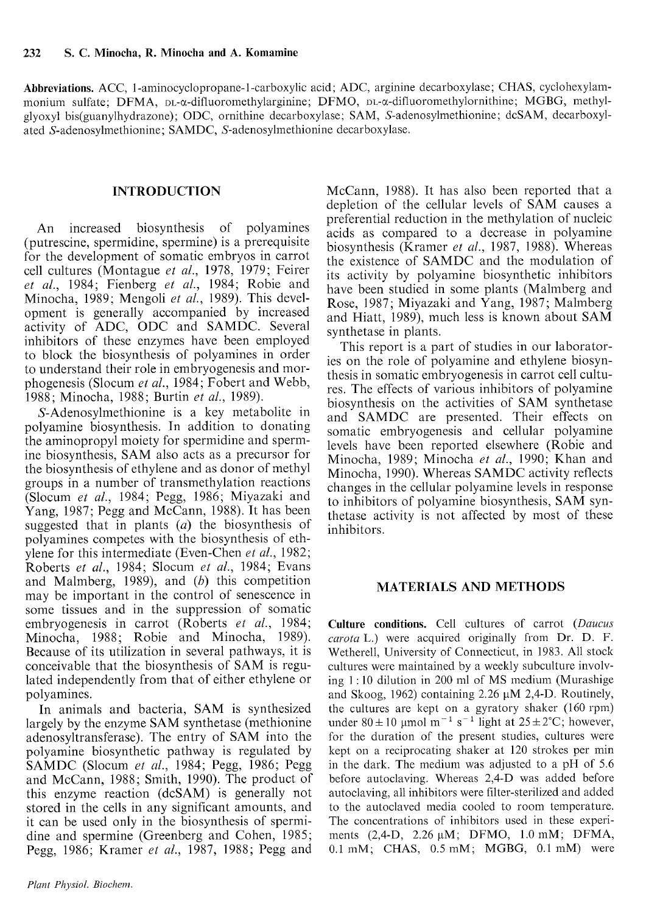**Abbreviations.** ACC, 1-aminocyclopropane-1-carboxylic acid; ADC, arginine decarboxylase; CHAS, cyclohexylammonium sulfate; DFMA, DL-α-difluoromethylarginine; DFMO, DL-α-difluoromethylornithine; MGBG, methylglyoxyl bis(guanylhydrazone); ODC, ornithine decarboxylase; SAM, *S*-adenosylmethionine; dcSAM, decarboxylated *S*-adenosylmethionine; SAMDC, *S*-adenosylmethionine decarboxylase.

## INTRODUCTION

An increased biosynthesis of polyamines (putrescine, spermidine, spermine) is a prerequisite for the development of somatic embryos in carrot cell cultures (Montague *et al.*, 1978, 1979; Feirer *et al.*, 1984; Fienberg *et al.*, 1984; Robie and Minocha, 1989; Mengoli *et al.*, 1989). This development is generally accompanied by increased activity of ADC, ODC and SAMDC. Several inhibitors of these enzymes have been employed to block the biosynthesis of polyamines in order to understand their role in embryogenesis and morphogenesis (Slocum *et al.*, 1984; Fobert and Webb, 1988; Minocha, 1988; Burtin *et al.*, 1989).

*S*-Adenosylmethionine is a key metabolite in polyamine biosynthesis. In addition to donating the aminopropyl moiety for spermidine and spermine biosynthesis, SAM also acts as a precursor for the biosynthesis of ethylene and as donor of methyl groups in a number of transmethylation reactions (Slocum *et al.*, 1984; Pegg, 1986; Miyazaki and Yang, 1987; Pegg and McCann, 1988). It has been suggested that in plants (*a*) the biosynthesis of polyamines competes with the biosynthesis of ethylene for this intermediate (Even-Chen *et al.*, 1982; Roberts *et al.*, 1984; Slocum *et al.*, 1984; Evans and Malmberg, 1989), and (*b*) this competition may be important in the control of senescence in some tissues and in the suppression of somatic embryogenesis in carrot (Roberts *et al.*, 1984; Minocha, 1988; Robie and Minocha, 1989). Because of its utilization in several pathways, it is conceivable that the biosynthesis of SAM is regulated independently from that of either ethylene or polyamines.

In animals and bacteria, SAM is synthesized largely by the enzyme SAM synthetase (methionine adenosyltransferase). The entry of SAM into the polyamine biosynthetic pathway is regulated by SAMDC (Slocum *et al.*, 1984; Pegg, 1986; Pegg and McCann, 1988; Smith, 1990). The product of this enzyme reaction (dcSAM) is generally not stored in the cells in any significant amounts, and it can be used only in the biosynthesis of spermidine and spermine (Greenberg and Cohen, 1985; Pegg, 1986; Kramer *et al.*, 1987, 1988; Pegg and McCann, 1988). It has also been reported that a depletion of the cellular levels of SAM causes a preferential reduction in the methylation of nucleic acids as compared to a decrease in polyamine biosynthesis (Kramer *et al.*, 1987, 1988). Whereas the existence of SAMDC and the modulation of its activity by polyamine biosynthetic inhibitors have been studied in some plants (Malmberg and Rose, 1987; Miyazaki and Yang, 1987; Malmberg and Hiatt, 1989), much less is known about SAM synthetase in plants.

This report is a part of studies in our laboratories on the role of polyamine and ethylene biosynthesis in somatic embryogenesis in carrot cell cultures. The effects of various inhibitors of polyamine biosynthesis on the activities of SAM synthetase and SAMDC are presented. Their effects on somatic embryogenesis and cellular polyamine levels have been reported elsewhere (Robie and Minocha, 1989; Minocha *et al.*, 1990; Khan and Minocha, 1990). Whereas SAMDC activity reflects changes in the cellular polyamine levels in response to inhibitors of polyamine biosynthesis, SAM synthetase activity is not affected by most of these inhibitors.

## MATERIALS AND METHODS

**Culture conditions.** Cell cultures of carrot (*Daucus carota* L.) were acquired originally from Dr. D. F. Wetherell, University of Connecticut, in 1983. All stock cultures were maintained by a weekly subculture involving 1 : 10 dilution in 200 ml of MS medium (Murashige and Skoog, 1962) containing 2.26 μM 2,4-D. Routinely, the cultures are kept on a gyratory shaker (160 rpm) under $80 \pm 10$ μmol $m^{-1}$ $s^{-1}$ light at $25 \pm 2$°C; however, for the duration of the present studies, cultures were kept on a reciprocating shaker at 120 strokes per min in the dark. The medium was adjusted to a pH of 5.6 before autoclaving. Whereas 2,4-D was added before autoclaving, all inhibitors were filter-sterilized and added to the autoclaved media cooled to room temperature. The concentrations of inhibitors used in these experiments (2,4-D, 2.26 μM; DFMO, 1.0 mM; DFMA, 0.1 mM; CHAS, 0.5 mM; MGBG, 0.1 mM) were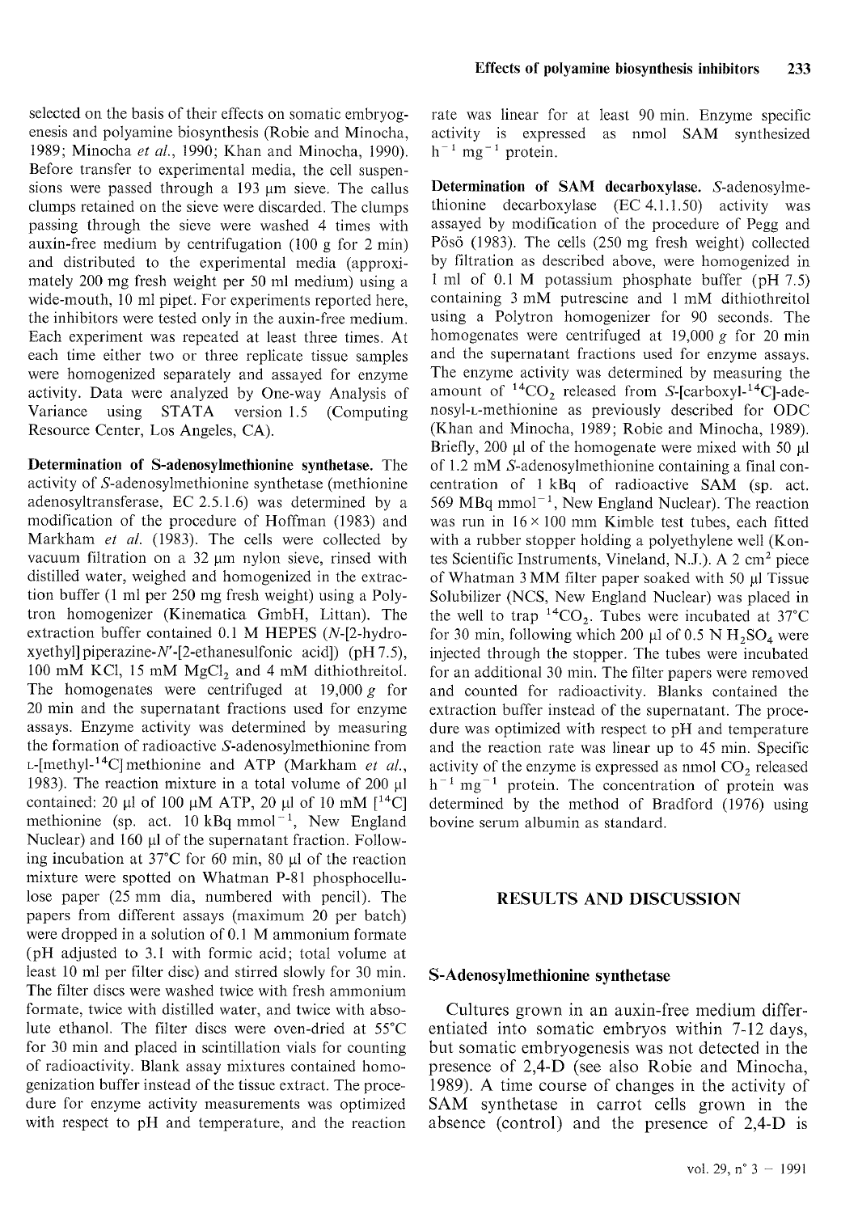selected on the basis of their effects on somatic embryogenesis and polyamine biosynthesis (Robie and Minocha, 1989; Minocha *et al.*, 1990; Khan and Minocha, 1990). Before transfer to experimental media, the cell suspensions were passed through a 193 µm sieve. The callus clumps retained on the sieve were discarded. The clumps passing through the sieve were washed 4 times with auxin-free medium by centrifugation (100 g for 2 min) and distributed to the experimental media (approximately 200 mg fresh weight per 50 ml medium) using a wide-mouth, 10 ml pipet. For experiments reported here, the inhibitors were tested only in the auxin-free medium. Each experiment was repeated at least three times. At each time either two or three replicate tissue samples were homogenized separately and assayed for enzyme activity. Data were analyzed by One-way Analysis of Variance using STATA version 1.5 (Computing Resource Center, Los Angeles, CA).

**Determination of S-adenosylmethionine synthetase.** The activity of *S*-adenosylmethionine synthetase (methionine adenosyltransferase, EC 2.5.1.6) was determined by a modification of the procedure of Hoffman (1983) and Markham *et al.* (1983). The cells were collected by vacuum filtration on a 32 µm nylon sieve, rinsed with distilled water, weighed and homogenized in the extraction buffer (1 ml per 250 mg fresh weight) using a Polytron homogenizer (Kinematica GmbH, Littan). The extraction buffer contained 0.1 M HEPES (*N*-[2-hydroxyethyl]piperazine-*N*'-[2-ethanesulfonic acid]) (pH 7.5), 100 mM KCl, 15 mM $MgCl_2$ and 4 mM dithiothreitol. The homogenates were centrifuged at 19,000 *g* for 20 min and the supernatant fractions used for enzyme assays. Enzyme activity was determined by measuring the formation of radioactive *S*-adenosylmethionine from L-[methyl-$^{14}$C] methionine and ATP (Markham *et al.*, 1983). The reaction mixture in a total volume of 200 µl contained: 20 µl of 100 µM ATP, 20 µl of 10 mM [$^{14}$C] methionine (sp. act. 10 kBq $mmol^{-1}$, New England Nuclear) and 160 µl of the supernatant fraction. Following incubation at 37°C for 60 min, 80 µl of the reaction mixture were spotted on Whatman P-81 phosphocellulose paper (25 mm dia, numbered with pencil). The papers from different assays (maximum 20 per batch) were dropped in a solution of 0.1 M ammonium formate (pH adjusted to 3.1 with formic acid; total volume at least 10 ml per filter disc) and stirred slowly for 30 min. The filter discs were washed twice with fresh ammonium formate, twice with distilled water, and twice with absolute ethanol. The filter discs were oven-dried at 55°C for 30 min and placed in scintillation vials for counting of radioactivity. Blank assay mixtures contained homogenization buffer instead of the tissue extract. The procedure for enzyme activity measurements was optimized with respect to pH and temperature, and the reaction rate was linear for at least 90 min. Enzyme specific activity is expressed as nmol SAM synthesized $h^{-1}$ $mg^{-1}$ protein.

**Determination of SAM decarboxylase.** *S*-adenosylmethionine decarboxylase (EC 4.1.1.50) activity was assayed by modification of the procedure of Pegg and Pösö (1983). The cells (250 mg fresh weight) collected by filtration as described above, were homogenized in 1 ml of 0.1 M potassium phosphate buffer (pH 7.5) containing 3 mM putrescine and 1 mM dithiothreitol using a Polytron homogenizer for 90 seconds. The homogenates were centrifuged at 19,000 *g* for 20 min and the supernatant fractions used for enzyme assays. The enzyme activity was determined by measuring the amount of $^{14}CO_2$ released from *S*-[carboxyl-$^{14}$C]-adenosyl-L-methionine as previously described for ODC (Khan and Minocha, 1989; Robie and Minocha, 1989). Briefly, 200 µl of the homogenate were mixed with 50 µl of 1.2 mM *S*-adenosylmethionine containing a final concentration of 1 kBq of radioactive SAM (sp. act. 569 MBq $mmol^{-1}$, New England Nuclear). The reaction was run in 16 × 100 mm Kimble test tubes, each fitted with a rubber stopper holding a polyethylene well (Kontes Scientific Instruments, Vineland, N.J.). A 2 $cm^2$ piece of Whatman 3 MM filter paper soaked with 50 µl Tissue Solubilizer (NCS, New England Nuclear) was placed in the well to trap $^{14}CO_2$. Tubes were incubated at 37°C for 30 min, following which 200 µl of 0.5 N $H_2SO_4$ were injected through the stopper. The tubes were incubated for an additional 30 min. The filter papers were removed and counted for radioactivity. Blanks contained the extraction buffer instead of the supernatant. The procedure was optimized with respect to pH and temperature and the reaction rate was linear up to 45 min. Specific activity of the enzyme is expressed as nmol $CO_2$ released $h^{-1}$ $mg^{-1}$ protein. The concentration of protein was determined by the method of Bradford (1976) using bovine serum albumin as standard.

## RESULTS AND DISCUSSION

### S-Adenosylmethionine synthetase

Cultures grown in an auxin-free medium differentiated into somatic embryos within 7-12 days, but somatic embryogenesis was not detected in the presence of 2,4-D (see also Robie and Minocha, 1989). A time course of changes in the activity of SAM synthetase in carrot cells grown in the absence (control) and the presence of 2,4-D is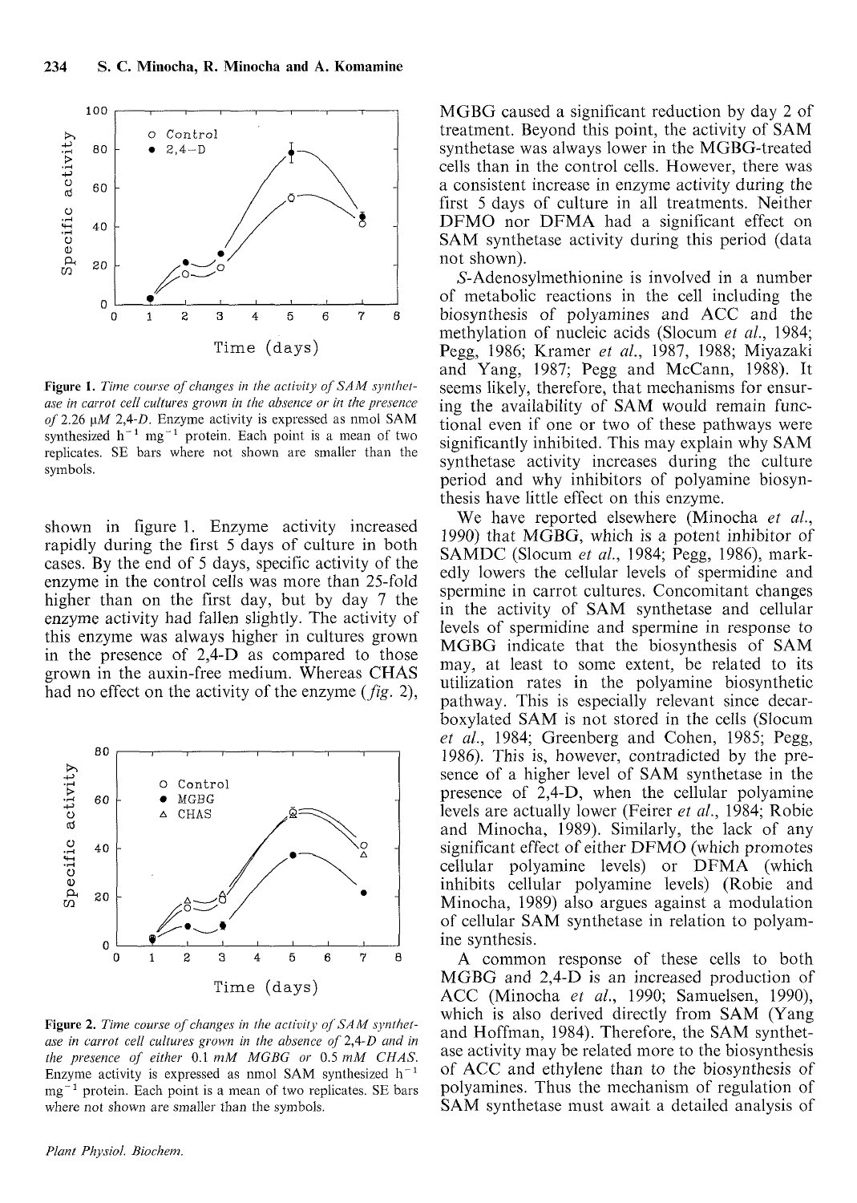Figure 1. *Time course of changes in the activity of SAM synthetase in carrot cell cultures grown in the absence or in the presence of 2.26 μM 2,4-D.* Enzyme activity is expressed as nmol SAM synthesized $h^{-1}$ $mg^{-1}$ protein. Each point is a mean of two replicates. SE bars where not shown are smaller than the symbols.

shown in figure 1. Enzyme activity increased rapidly during the first 5 days of culture in both cases. By the end of 5 days, specific activity of the enzyme in the control cells was more than 25-fold higher than on the first day, but by day 7 the enzyme activity had fallen slightly. The activity of this enzyme was always higher in cultures grown in the presence of 2,4-D as compared to those grown in the auxin-free medium. Whereas CHAS had no effect on the activity of the enzyme (*fig.* 2),

Figure 2. *Time course of changes in the activity of SAM synthetase in carrot cell cultures grown in the absence of 2,4-D and in the presence of either 0.1 mM MGBG or 0.5 mM CHAS.* Enzyme activity is expressed as nmol SAM synthesized $h^{-1}$ $mg^{-1}$ protein. Each point is a mean of two replicates. SE bars where not shown are smaller than the symbols.

MGBG caused a significant reduction by day 2 of treatment. Beyond this point, the activity of SAM synthetase was always lower in the MGBG-treated cells than in the control cells. However, there was a consistent increase in enzyme activity during the first 5 days of culture in all treatments. Neither DFMO nor DFMA had a significant effect on SAM synthetase activity during this period (data not shown).

*S*-Adenosylmethionine is involved in a number of metabolic reactions in the cell including the biosynthesis of polyamines and ACC and the methylation of nucleic acids (Slocum *et al.*, 1984; Pegg, 1986; Kramer *et al.*, 1987, 1988; Miyazaki and Yang, 1987; Pegg and McCann, 1988). It seems likely, therefore, that mechanisms for ensuring the availability of SAM would remain functional even if one or two of these pathways were significantly inhibited. This may explain why SAM synthetase activity increases during the culture period and why inhibitors of polyamine biosynthesis have little effect on this enzyme.

We have reported elsewhere (Minocha *et al.*, 1990) that MGBG, which is a potent inhibitor of SAMDC (Slocum *et al.*, 1984; Pegg, 1986), markedly lowers the cellular levels of spermidine and spermine in carrot cultures. Concomitant changes in the activity of SAM synthetase and cellular levels of spermidine and spermine in response to MGBG indicate that the biosynthesis of SAM may, at least to some extent, be related to its utilization rates in the polyamine biosynthetic pathway. This is especially relevant since decarboxylated SAM is not stored in the cells (Slocum *et al.*, 1984; Greenberg and Cohen, 1985; Pegg, 1986). This is, however, contradicted by the presence of a higher level of SAM synthetase in the presence of 2,4-D, when the cellular polyamine levels are actually lower (Feirer *et al.*, 1984; Robie and Minocha, 1989). Similarly, the lack of any significant effect of either DFMO (which promotes cellular polyamine levels) or DFMA (which inhibits cellular polyamine levels) (Robie and Minocha, 1989) also argues against a modulation of cellular SAM synthetase in relation to polyamine synthesis.

A common response of these cells to both MGBG and 2,4-D is an increased production of ACC (Minocha *et al.*, 1990; Samuelsen, 1990), which is also derived directly from SAM (Yang and Hoffman, 1984). Therefore, the SAM synthetase activity may be related more to the biosynthesis of ACC and ethylene than to the biosynthesis of polyamines. Thus the mechanism of regulation of SAM synthetase must await a detailed analysis of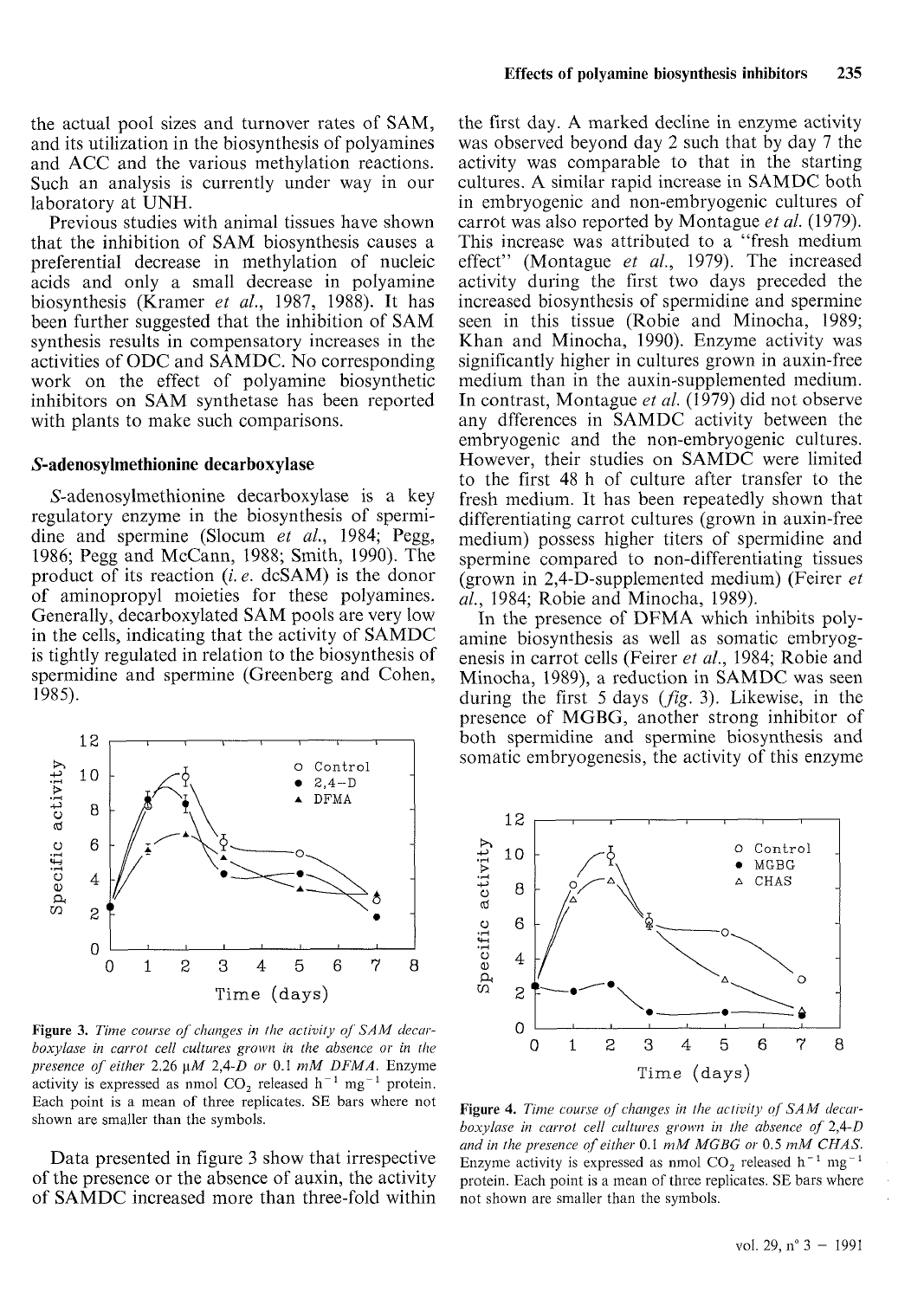the actual pool sizes and turnover rates of SAM, and its utilization in the biosynthesis of polyamines and ACC and the various methylation reactions. Such an analysis is currently under way in our laboratory at UNH.

Previous studies with animal tissues have shown that the inhibition of SAM biosynthesis causes a preferential decrease in methylation of nucleic acids and only a small decrease in polyamine biosynthesis (Kramer *et al.*, 1987, 1988). It has been further suggested that the inhibition of SAM synthesis results in compensatory increases in the activities of ODC and SAMDC. No corresponding work on the effect of polyamine biosynthetic inhibitors on SAM synthetase has been reported with plants to make such comparisons.

### *S*-adenosylmethionine decarboxylase

*S*-adenosylmethionine decarboxylase is a key regulatory enzyme in the biosynthesis of spermidine and spermine (Slocum *et al.*, 1984; Pegg, 1986; Pegg and McCann, 1988; Smith, 1990). The product of its reaction (*i. e.* dcSAM) is the donor of aminopropyl moieties for these polyamines. Generally, decarboxylated SAM pools are very low in the cells, indicating that the activity of SAMDC is tightly regulated in relation to the biosynthesis of spermidine and spermine (Greenberg and Cohen, 1985).

**Figure 3.** *Time course of changes in the activity of SAM decarboxylase in carrot cell cultures grown in the absence or in the presence of either* 2.26 μ*M* 2,4-*D or* 0.1 *mM DFMA.* Enzyme activity is expressed as nmol $CO_2$ released $h^{-1}$ $mg^{-1}$ protein. Each point is a mean of three replicates. SE bars where not shown are smaller than the symbols.

Data presented in figure 3 show that irrespective of the presence or the absence of auxin, the activity of SAMDC increased more than three-fold within the first day. A marked decline in enzyme activity was observed beyond day 2 such that by day 7 the activity was comparable to that in the starting cultures. A similar rapid increase in SAMDC both in embryogenic and non-embryogenic cultures of carrot was also reported by Montague *et al.* (1979). This increase was attributed to a "fresh medium effect" (Montague *et al.*, 1979). The increased activity during the first two days preceded the increased biosynthesis of spermidine and spermine seen in this tissue (Robie and Minocha, 1989; Khan and Minocha, 1990). Enzyme activity was significantly higher in cultures grown in auxin-free medium than in the auxin-supplemented medium. In contrast, Montague *et al.* (1979) did not observe any dfferences in SAMDC activity between the embryogenic and the non-embryogenic cultures. However, their studies on SAMDC were limited to the first 48 h of culture after transfer to the fresh medium. It has been repeatedly shown that differentiating carrot cultures (grown in auxin-free medium) possess higher titers of spermidine and spermine compared to non-differentiating tissues (grown in 2,4-D-supplemented medium) (Feirer *et al.*, 1984; Robie and Minocha, 1989).

In the presence of DFMA which inhibits polyamine biosynthesis as well as somatic embryogenesis in carrot cells (Feirer *et al.*, 1984; Robie and Minocha, 1989), a reduction in SAMDC was seen during the first 5 days (*fig.* 3). Likewise, in the presence of MGBG, another strong inhibitor of both spermidine and spermine biosynthesis and somatic embryogenesis, the activity of this enzyme

**Figure 4.** *Time course of changes in the activity of SAM decarboxylase in carrot cell cultures grown in the absence of* 2,4-*D and in the presence of either* 0.1 *mM MGBG or* 0.5 *mM CHAS.* Enzyme activity is expressed as nmol $CO_2$ released $h^{-1}$ $mg^{-1}$ protein. Each point is a mean of three replicates. SE bars where not shown are smaller than the symbols.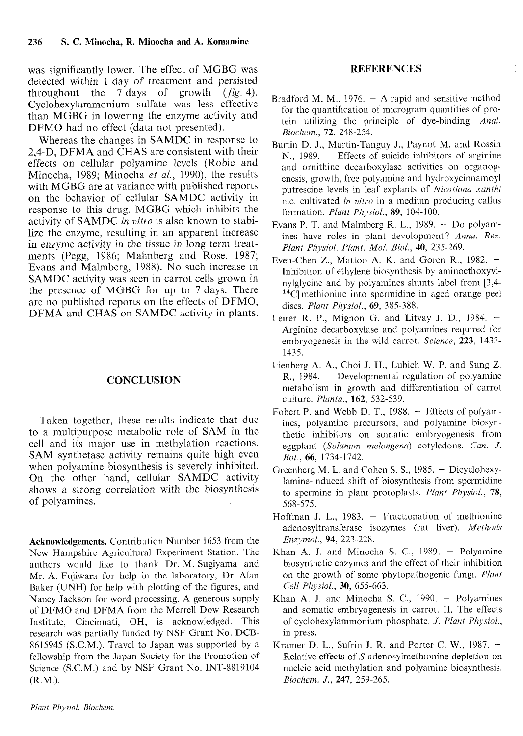was significantly lower. The effect of MGBG was detected within 1 day of treatment and persisted throughout the 7 days of growth (*fig.* 4). Cyclohexylammonium sulfate was less effective than MGBG in lowering the enzyme activity and DFMO had no effect (data not presented).

Whereas the changes in SAMDC in response to 2,4-D, DFMA and CHAS are consistent with their effects on cellular polyamine levels (Robie and Minocha, 1989; Minocha *et al.*, 1990), the results with MGBG are at variance with published reports on the behavior of cellular SAMDC activity in response to this drug. MGBG which inhibits the activity of SAMDC *in vitro* is also known to stabilize the enzyme, resulting in an apparent increase in enzyme activity in the tissue in long term treatments (Pegg, 1986; Malmberg and Rose, 1987; Evans and Malmberg, 1988). No such increase in SAMDC activity was seen in carrot cells grown in the presence of MGBG for up to 7 days. There are no published reports on the effects of DFMO, DFMA and CHAS on SAMDC activity in plants.

## CONCLUSION

Taken together, these results indicate that due to a multipurpose metabolic role of SAM in the cell and its major use in methylation reactions, SAM synthetase activity remains quite high even when polyamine biosynthesis is severely inhibited. On the other hand, cellular SAMDC activity shows a strong correlation with the biosynthesis of polyamines.

**Acknowledgements.** Contribution Number 1653 from the New Hampshire Agricultural Experiment Station. The authors would like to thank Dr. M. Sugiyama and Mr. A. Fujiwara for help in the laboratory, Dr. Alan Baker (UNH) for help with plotting of the figures, and Nancy Jackson for word processing. A generous supply of DFMO and DFMA from the Merrell Dow Research Institute, Cincinnati, OH, is acknowledged. This research was partially funded by NSF Grant No. DCB-8615945 (S.C.M.). Travel to Japan was supported by a fellowship from the Japan Society for the Promotion of Science (S.C.M.) and by NSF Grant No. INT-8819104 (R.M.).

## REFERENCES

Bradford M. M., 1976. – A rapid and sensitive method for the quantification of microgram quantities of protein utilizing the principle of dye-binding. *Anal. Biochem.*, **72**, 248-254.

Burtin D. J., Martin-Tanguy J., Paynot M. and Rossin N., 1989. – Effects of suicide inhibitors of arginine and ornithine decarboxylase activities on organogenesis, growth, free polyamine and hydroxycinnamoyl putrescine levels in leaf explants of *Nicotiana xanthi* n.c. cultivated *in vitro* in a medium producing callus formation. *Plant Physiol.*, **89**, 104-100.

Evans P. T. and Malmberg R. L., 1989. – Do polyamines have roles in plant devolopment? *Annu. Rev. Plant Physiol. Plant. Mol. Biol.*, **40**, 235-269.

Even-Chen Z., Mattoo A. K. and Goren R., 1982. – Inhibition of ethylene biosynthesis by aminoethoxyvinylglycine and by polyamines shunts label from [3,4-$^{14}$C]methionine into spermidine in aged orange peel discs. *Plant Physiol.*, **69**, 385-388.

Feirer R. P., Mignon G. and Litvay J. D., 1984. – Arginine decarboxylase and polyamines required for embryogenesis in the wild carrot. *Science*, **223**, 1433-1435.

Fienberg A. A., Choi J. H., Lubich W. P. and Sung Z. R., 1984. – Developmental regulation of polyamine metabolism in growth and differentiation of carrot culture. *Planta.*, **162**, 532-539.

Fobert P. and Webb D. T., 1988. – Effects of polyamines, polyamine precursors, and polyamine biosynthetic inhibitors on somatic embryogenesis from eggplant (*Solanum melongena*) cotyledons. *Can. J. Bot.*, **66**, 1734-1742.

Greenberg M. L. and Cohen S. S., 1985. – Dicyclohexylamine-induced shift of biosynthesis from spermidine to spermine in plant protoplasts. *Plant Physiol.*, **78**, 568-575.

Hoffman J. L., 1983. – Fractionation of methionine adenosyltransferase isozymes (rat liver). *Methods Enzymol.*, **94**, 223-228.

Khan A. J. and Minocha S. C., 1989. – Polyamine biosynthetic enzymes and the effect of their inhibition on the growth of some phytopathogenic fungi. *Plant Cell Physiol.*, **30**, 655-663.

Khan A. J. and Minocha S. C., 1990. – Polyamines and somatic embryogenesis in carrot. II. The effects of cyclohexylammonium phosphate. *J. Plant Physiol.*, in press.

Kramer D. L., Sufrin J. R. and Porter C. W., 1987. – Relative effects of *S*-adenosylmethionine depletion on nucleic acid methylation and polyamine biosynthesis. *Biochem. J.*, **247**, 259-265.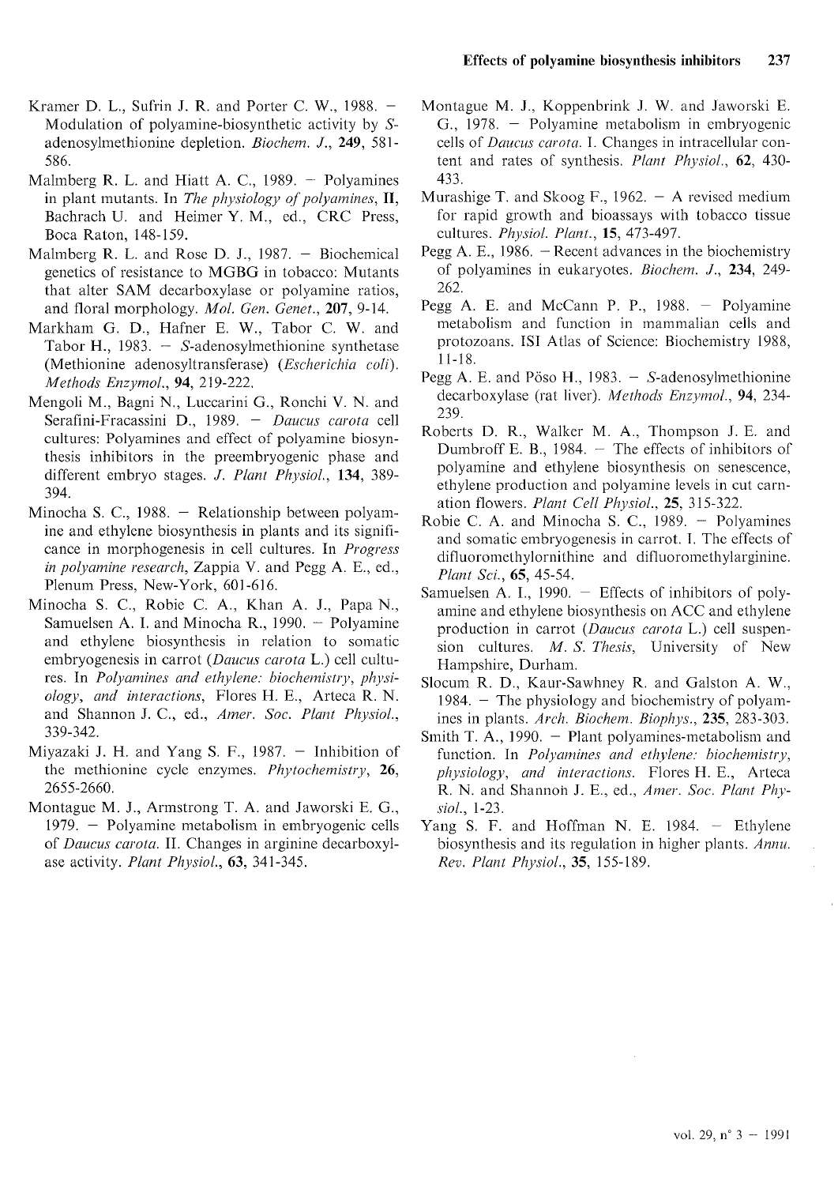Kramer D. L., Sufrin J. R. and Porter C. W., 1988. — Modulation of polyamine-biosynthetic activity by *S*-adenosylmethionine depletion. *Biochem. J.*, **249**, 581-586.

Malmberg R. L. and Hiatt A. C., 1989. — Polyamines in plant mutants. In *The physiology of polyamines*, **II**, Bachrach U. and Heimer Y. M., ed., CRC Press, Boca Raton, 148-159.

Malmberg R. L. and Rose D. J., 1987. — Biochemical genetics of resistance to MGBG in tobacco: Mutants that alter SAM decarboxylase or polyamine ratios, and floral morphology. *Mol. Gen. Genet.*, **207**, 9-14.

Markham G. D., Hafner E. W., Tabor C. W. and Tabor H., 1983. — *S*-adenosylmethionine synthetase (Methionine adenosyltransferase) (*Escherichia coli*). *Methods Enzymol.*, **94**, 219-222.

Mengoli M., Bagni N., Luccarini G., Ronchi V. N. and Serafini-Fracassini D., 1989. — *Daucus carota* cell cultures: Polyamines and effect of polyamine biosynthesis inhibitors in the preembryogenic phase and different embryo stages. *J. Plant Physiol.*, **134**, 389-394.

Minocha S. C., 1988. — Relationship between polyamine and ethylene biosynthesis in plants and its significance in morphogenesis in cell cultures. In *Progress in polyamine research*, Zappia V. and Pegg A. E., ed., Plenum Press, New-York, 601-616.

Minocha S. C., Robie C. A., Khan A. J., Papa N., Samuelsen A. I. and Minocha R., 1990. — Polyamine and ethylene biosynthesis in relation to somatic embryogenesis in carrot (*Daucus carota* L.) cell cultures. In *Polyamines and ethylene: biochemistry, physiology, and interactions*, Flores H. E., Arteca R. N. and Shannon J. C., ed., *Amer. Soc. Plant Physiol.*, 339-342.

Miyazaki J. H. and Yang S. F., 1987. — Inhibition of the methionine cycle enzymes. *Phytochemistry*, **26**, 2655-2660.

Montague M. J., Armstrong T. A. and Jaworski E. G., 1979. — Polyamine metabolism in embryogenic cells of *Daucus carota*. II. Changes in arginine decarboxylase activity. *Plant Physiol.*, **63**, 341-345.

Montague M. J., Koppenbrink J. W. and Jaworski E. G., 1978. — Polyamine metabolism in embryogenic cells of *Daucus carota*. I. Changes in intracellular content and rates of synthesis. *Plant Physiol.*, **62**, 430-433.

Murashige T. and Skoog F., 1962. — A revised medium for rapid growth and bioassays with tobacco tissue cultures. *Physiol. Plant.*, **15**, 473-497.

Pegg A. E., 1986. — Recent advances in the biochemistry of polyamines in eukaryotes. *Biochem. J.*, **234**, 249-262.

Pegg A. E. and McCann P. P., 1988. — Polyamine metabolism and function in mammalian cells and protozoans. ISI Atlas of Science: Biochemistry 1988, 11-18.

Pegg A. E. and Pöso H., 1983. — *S*-adenosylmethionine decarboxylase (rat liver). *Methods Enzymol.*, **94**, 234-239.

Roberts D. R., Walker M. A., Thompson J. E. and Dumbroff E. B., 1984. — The effects of inhibitors of polyamine and ethylene biosynthesis on senescence, ethylene production and polyamine levels in cut carnation flowers. *Plant Cell Physiol.*, **25**, 315-322.

Robie C. A. and Minocha S. C., 1989. — Polyamines and somatic embryogenesis in carrot. I. The effects of difluoromethylornithine and difluoromethylarginine. *Plant Sci.*, **65**, 45-54.

Samuelsen A. I., 1990. — Effects of inhibitors of polyamine and ethylene biosynthesis on ACC and ethylene production in carrot (*Daucus carota* L.) cell suspension cultures. *M. S. Thesis*, University of New Hampshire, Durham.

Slocum R. D., Kaur-Sawhney R. and Galston A. W., 1984. — The physiology and biochemistry of polyamines in plants. *Arch. Biochem. Biophys.*, **235**, 283-303.

Smith T. A., 1990. — Plant polyamines-metabolism and function. In *Polyamines and ethylene: biochemistry, physiology, and interactions*. Flores H. E., Arteca R. N. and Shannon J. E., ed., *Amer. Soc. Plant Physiol.*, 1-23.

Yang S. F. and Hoffman N. E. 1984. — Ethylene biosynthesis and its regulation in higher plants. *Annu. Rev. Plant Physiol.*, **35**, 155-189.